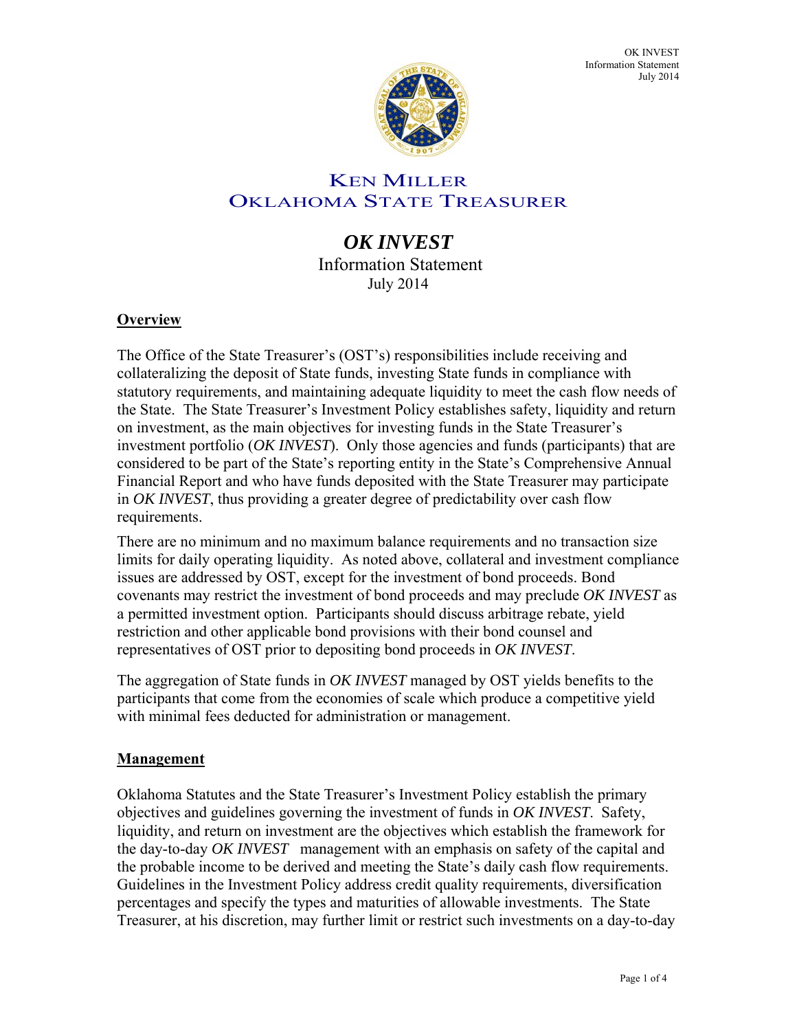# KEN MILLER
# OKLAHOMA STATE TREASURER

## *OK INVEST*

Information Statement

July 2014

### Overview

The Office of the State Treasurer's (OST's) responsibilities include receiving and collateralizing the deposit of State funds, investing State funds in compliance with statutory requirements, and maintaining adequate liquidity to meet the cash flow needs of the State. The State Treasurer's Investment Policy establishes safety, liquidity and return on investment, as the main objectives for investing funds in the State Treasurer's investment portfolio (*OK INVEST*). Only those agencies and funds (participants) that are considered to be part of the State's reporting entity in the State's Comprehensive Annual Financial Report and who have funds deposited with the State Treasurer may participate in *OK INVEST*, thus providing a greater degree of predictability over cash flow requirements.

There are no minimum and no maximum balance requirements and no transaction size limits for daily operating liquidity. As noted above, collateral and investment compliance issues are addressed by OST, except for the investment of bond proceeds. Bond covenants may restrict the investment of bond proceeds and may preclude *OK INVEST* as a permitted investment option. Participants should discuss arbitrage rebate, yield restriction and other applicable bond provisions with their bond counsel and representatives of OST prior to depositing bond proceeds in *OK INVEST*.

The aggregation of State funds in *OK INVEST* managed by OST yields benefits to the participants that come from the economies of scale which produce a competitive yield with minimal fees deducted for administration or management.

### Management

Oklahoma Statutes and the State Treasurer's Investment Policy establish the primary objectives and guidelines governing the investment of funds in *OK INVEST*. Safety, liquidity, and return on investment are the objectives which establish the framework for the day-to-day *OK INVEST* management with an emphasis on safety of the capital and the probable income to be derived and meeting the State's daily cash flow requirements. Guidelines in the Investment Policy address credit quality requirements, diversification percentages and specify the types and maturities of allowable investments. The State Treasurer, at his discretion, may further limit or restrict such investments on a day-to-day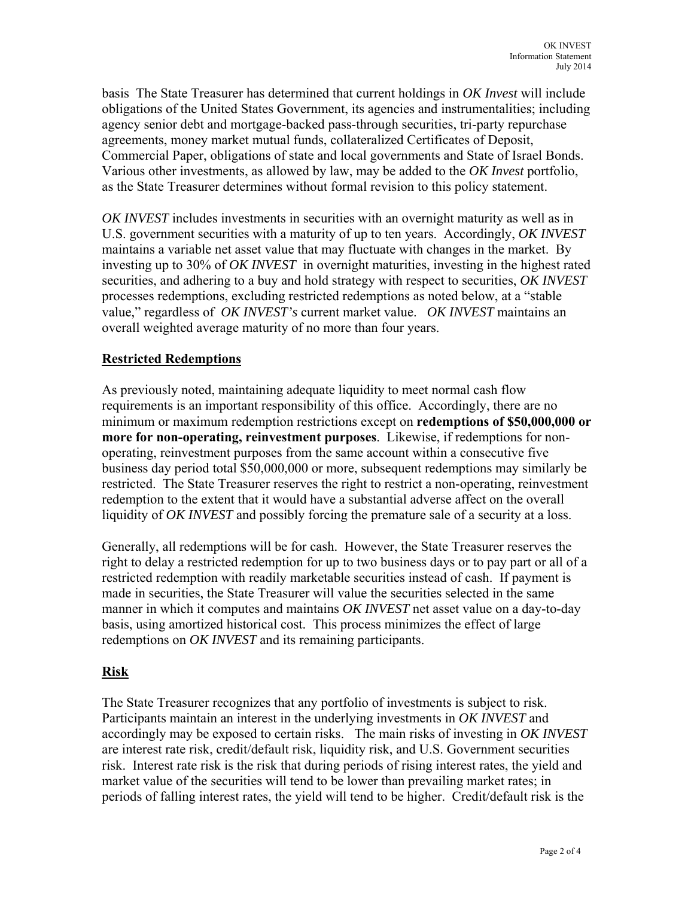basis The State Treasurer has determined that current holdings in *OK Invest* will include obligations of the United States Government, its agencies and instrumentalities; including agency senior debt and mortgage-backed pass-through securities, tri-party repurchase agreements, money market mutual funds, collateralized Certificates of Deposit, Commercial Paper, obligations of state and local governments and State of Israel Bonds. Various other investments, as allowed by law, may be added to the *OK Invest* portfolio, as the State Treasurer determines without formal revision to this policy statement.

*OK INVEST* includes investments in securities with an overnight maturity as well as in U.S. government securities with a maturity of up to ten years. Accordingly, *OK INVEST* maintains a variable net asset value that may fluctuate with changes in the market. By investing up to 30% of *OK INVEST* in overnight maturities, investing in the highest rated securities, and adhering to a buy and hold strategy with respect to securities, *OK INVEST* processes redemptions, excluding restricted redemptions as noted below, at a "stable value," regardless of *OK INVEST's* current market value. *OK INVEST* maintains an overall weighted average maturity of no more than four years.

## Restricted Redemptions

As previously noted, maintaining adequate liquidity to meet normal cash flow requirements is an important responsibility of this office. Accordingly, there are no minimum or maximum redemption restrictions except on **redemptions of $50,000,000 or more for non-operating, reinvestment purposes**. Likewise, if redemptions for non-operating, reinvestment purposes from the same account within a consecutive five business day period total $50,000,000 or more, subsequent redemptions may similarly be restricted. The State Treasurer reserves the right to restrict a non-operating, reinvestment redemption to the extent that it would have a substantial adverse affect on the overall liquidity of *OK INVEST* and possibly forcing the premature sale of a security at a loss.

Generally, all redemptions will be for cash. However, the State Treasurer reserves the right to delay a restricted redemption for up to two business days or to pay part or all of a restricted redemption with readily marketable securities instead of cash. If payment is made in securities, the State Treasurer will value the securities selected in the same manner in which it computes and maintains *OK INVEST* net asset value on a day-to-day basis, using amortized historical cost. This process minimizes the effect of large redemptions on *OK INVEST* and its remaining participants.

## Risk

The State Treasurer recognizes that any portfolio of investments is subject to risk. Participants maintain an interest in the underlying investments in *OK INVEST* and accordingly may be exposed to certain risks. The main risks of investing in *OK INVEST* are interest rate risk, credit/default risk, liquidity risk, and U.S. Government securities risk. Interest rate risk is the risk that during periods of rising interest rates, the yield and market value of the securities will tend to be lower than prevailing market rates; in periods of falling interest rates, the yield will tend to be higher. Credit/default risk is the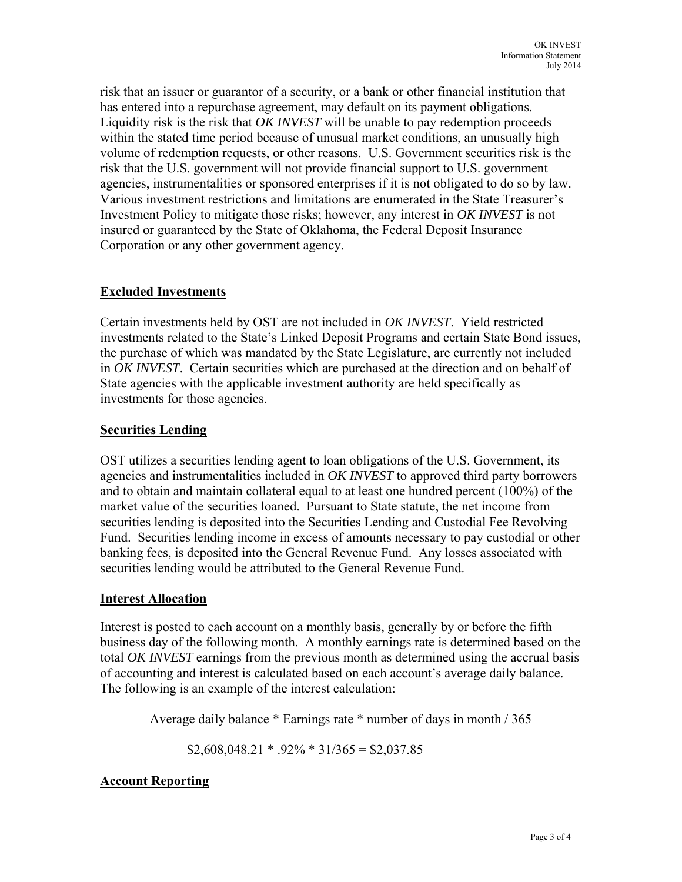risk that an issuer or guarantor of a security, or a bank or other financial institution that has entered into a repurchase agreement, may default on its payment obligations. Liquidity risk is the risk that *OK INVEST* will be unable to pay redemption proceeds within the stated time period because of unusual market conditions, an unusually high volume of redemption requests, or other reasons. U.S. Government securities risk is the risk that the U.S. government will not provide financial support to U.S. government agencies, instrumentalities or sponsored enterprises if it is not obligated to do so by law. Various investment restrictions and limitations are enumerated in the State Treasurer's Investment Policy to mitigate those risks; however, any interest in *OK INVEST* is not insured or guaranteed by the State of Oklahoma, the Federal Deposit Insurance Corporation or any other government agency.

## Excluded Investments

Certain investments held by OST are not included in *OK INVEST*. Yield restricted investments related to the State's Linked Deposit Programs and certain State Bond issues, the purchase of which was mandated by the State Legislature, are currently not included in *OK INVEST*. Certain securities which are purchased at the direction and on behalf of State agencies with the applicable investment authority are held specifically as investments for those agencies.

## Securities Lending

OST utilizes a securities lending agent to loan obligations of the U.S. Government, its agencies and instrumentalities included in *OK INVEST* to approved third party borrowers and to obtain and maintain collateral equal to at least one hundred percent (100%) of the market value of the securities loaned. Pursuant to State statute, the net income from securities lending is deposited into the Securities Lending and Custodial Fee Revolving Fund. Securities lending income in excess of amounts necessary to pay custodial or other banking fees, is deposited into the General Revenue Fund. Any losses associated with securities lending would be attributed to the General Revenue Fund.

## Interest Allocation

Interest is posted to each account on a monthly basis, generally by or before the fifth business day of the following month. A monthly earnings rate is determined based on the total *OK INVEST* earnings from the previous month as determined using the accrual basis of accounting and interest is calculated based on each account's average daily balance. The following is an example of the interest calculation:

Average daily balance * Earnings rate * number of days in month / 365

$2,608,048.21 * .92% * 31/365 = $2,037.85

## Account Reporting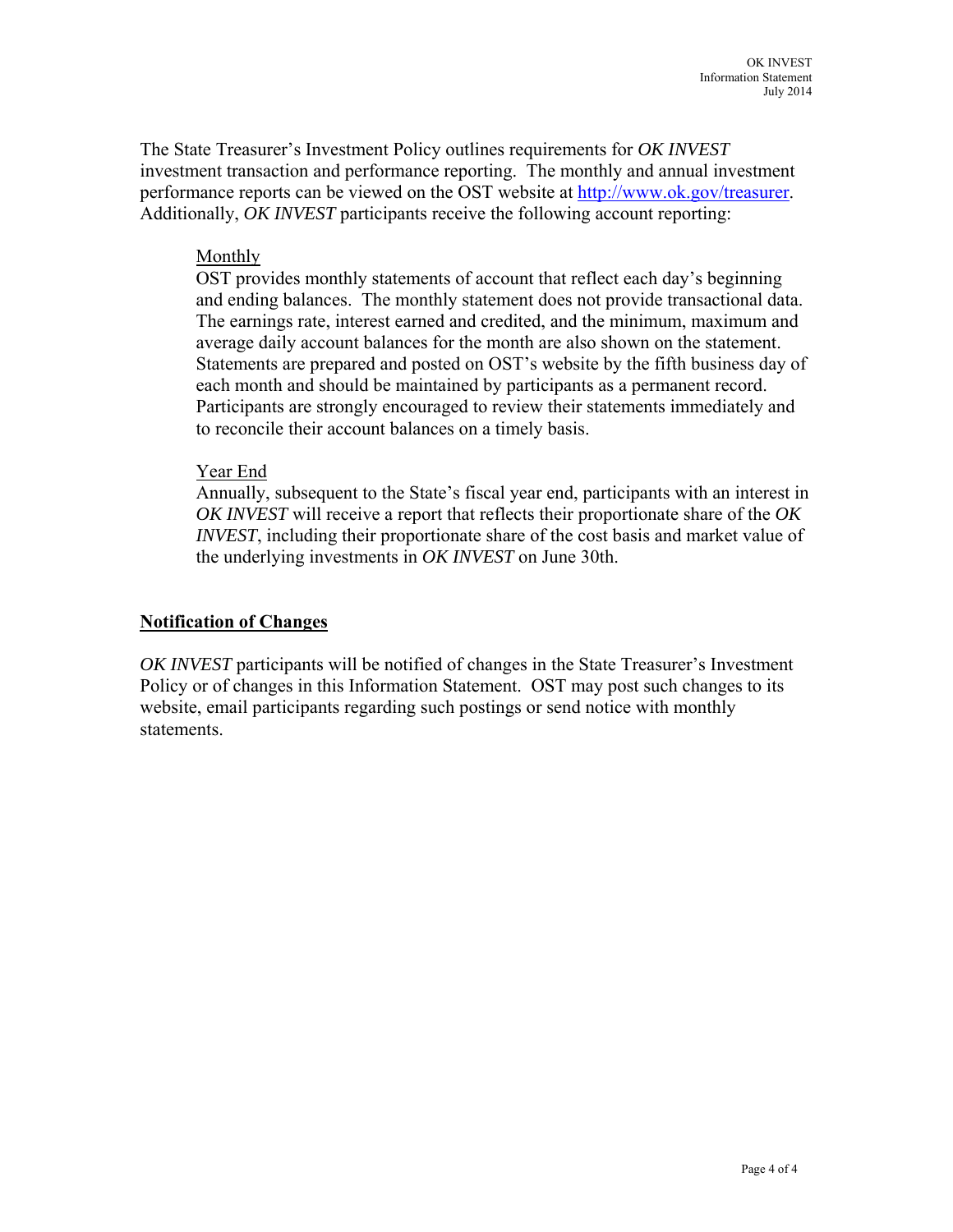The State Treasurer's Investment Policy outlines requirements for *OK INVEST* investment transaction and performance reporting. The monthly and annual investment performance reports can be viewed on the OST website at http://www.ok.gov/treasurer. Additionally, *OK INVEST* participants receive the following account reporting:

Monthly

OST provides monthly statements of account that reflect each day's beginning and ending balances. The monthly statement does not provide transactional data. The earnings rate, interest earned and credited, and the minimum, maximum and average daily account balances for the month are also shown on the statement. Statements are prepared and posted on OST's website by the fifth business day of each month and should be maintained by participants as a permanent record. Participants are strongly encouraged to review their statements immediately and to reconcile their account balances on a timely basis.

Year End

Annually, subsequent to the State's fiscal year end, participants with an interest in *OK INVEST* will receive a report that reflects their proportionate share of the *OK INVEST*, including their proportionate share of the cost basis and market value of the underlying investments in *OK INVEST* on June 30th.

## Notification of Changes

*OK INVEST* participants will be notified of changes in the State Treasurer's Investment Policy or of changes in this Information Statement. OST may post such changes to its website, email participants regarding such postings or send notice with monthly statements.